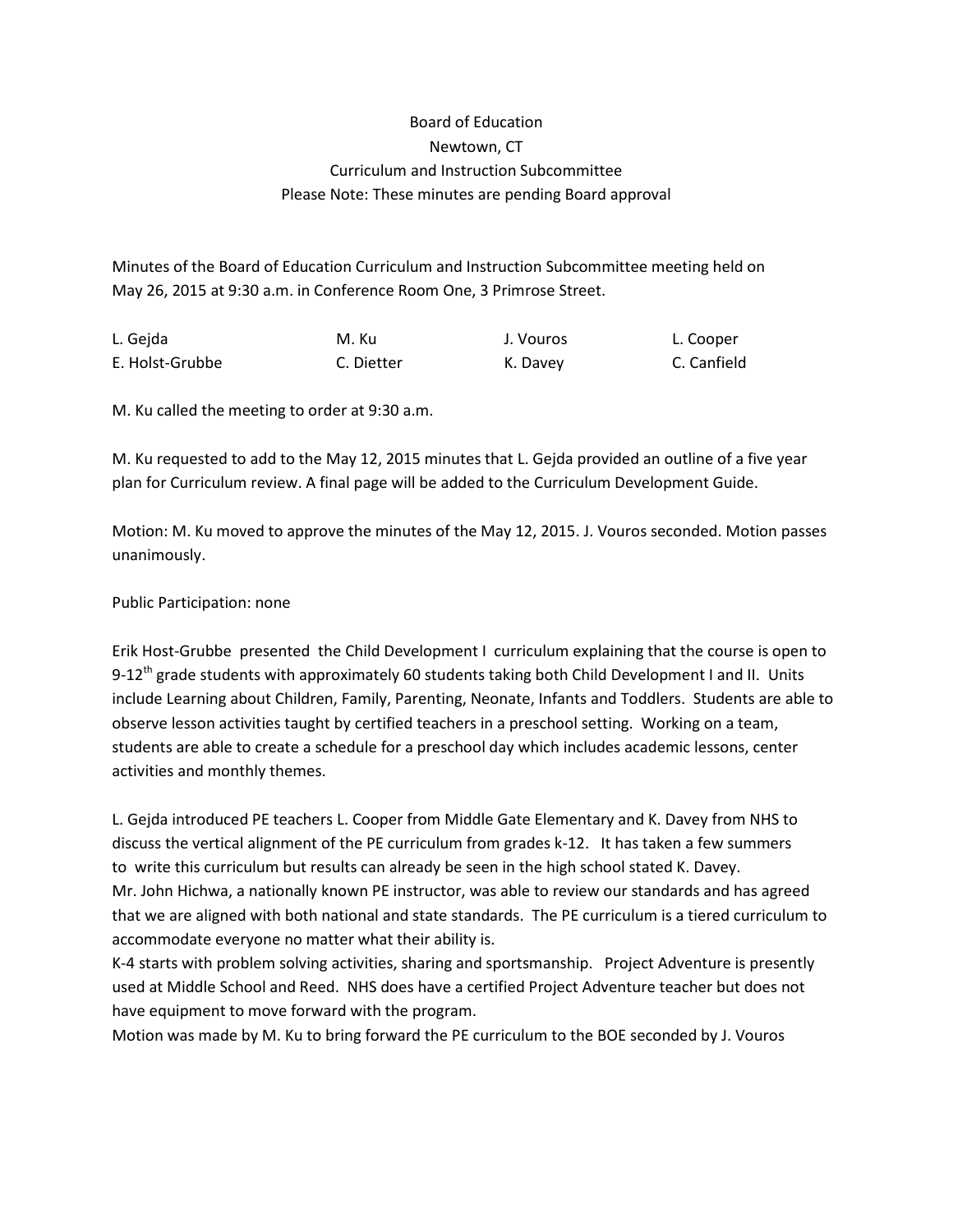Board of Education
Newtown, CT
Curriculum and Instruction Subcommittee
Please Note: These minutes are pending Board approval

Minutes of the Board of Education Curriculum and Instruction Subcommittee meeting held on May 26, 2015 at 9:30 a.m. in Conference Room One, 3 Primrose Street.

| | | | |
|---|---|---|---|
| L. Gejda | M. Ku | J. Vouros | L. Cooper |
| E. Holst-Grubbe | C. Dietter | K. Davey | C. Canfield |

M. Ku called the meeting to order at 9:30 a.m.

M. Ku requested to add to the May 12, 2015 minutes that L. Gejda provided an outline of a five year plan for Curriculum review. A final page will be added to the Curriculum Development Guide.

Motion: M. Ku moved to approve the minutes of the May 12, 2015. J. Vouros seconded. Motion passes unanimously.

Public Participation: none

Erik Host-Grubbe presented the Child Development I curriculum explaining that the course is open to 9-12th grade students with approximately 60 students taking both Child Development I and II. Units include Learning about Children, Family, Parenting, Neonate, Infants and Toddlers. Students are able to observe lesson activities taught by certified teachers in a preschool setting. Working on a team, students are able to create a schedule for a preschool day which includes academic lessons, center activities and monthly themes.

L. Gejda introduced PE teachers L. Cooper from Middle Gate Elementary and K. Davey from NHS to discuss the vertical alignment of the PE curriculum from grades k-12. It has taken a few summers to write this curriculum but results can already be seen in the high school stated K. Davey.
Mr. John Hichwa, a nationally known PE instructor, was able to review our standards and has agreed that we are aligned with both national and state standards. The PE curriculum is a tiered curriculum to accommodate everyone no matter what their ability is.
K-4 starts with problem solving activities, sharing and sportsmanship. Project Adventure is presently used at Middle School and Reed. NHS does have a certified Project Adventure teacher but does not have equipment to move forward with the program.
Motion was made by M. Ku to bring forward the PE curriculum to the BOE seconded by J. Vouros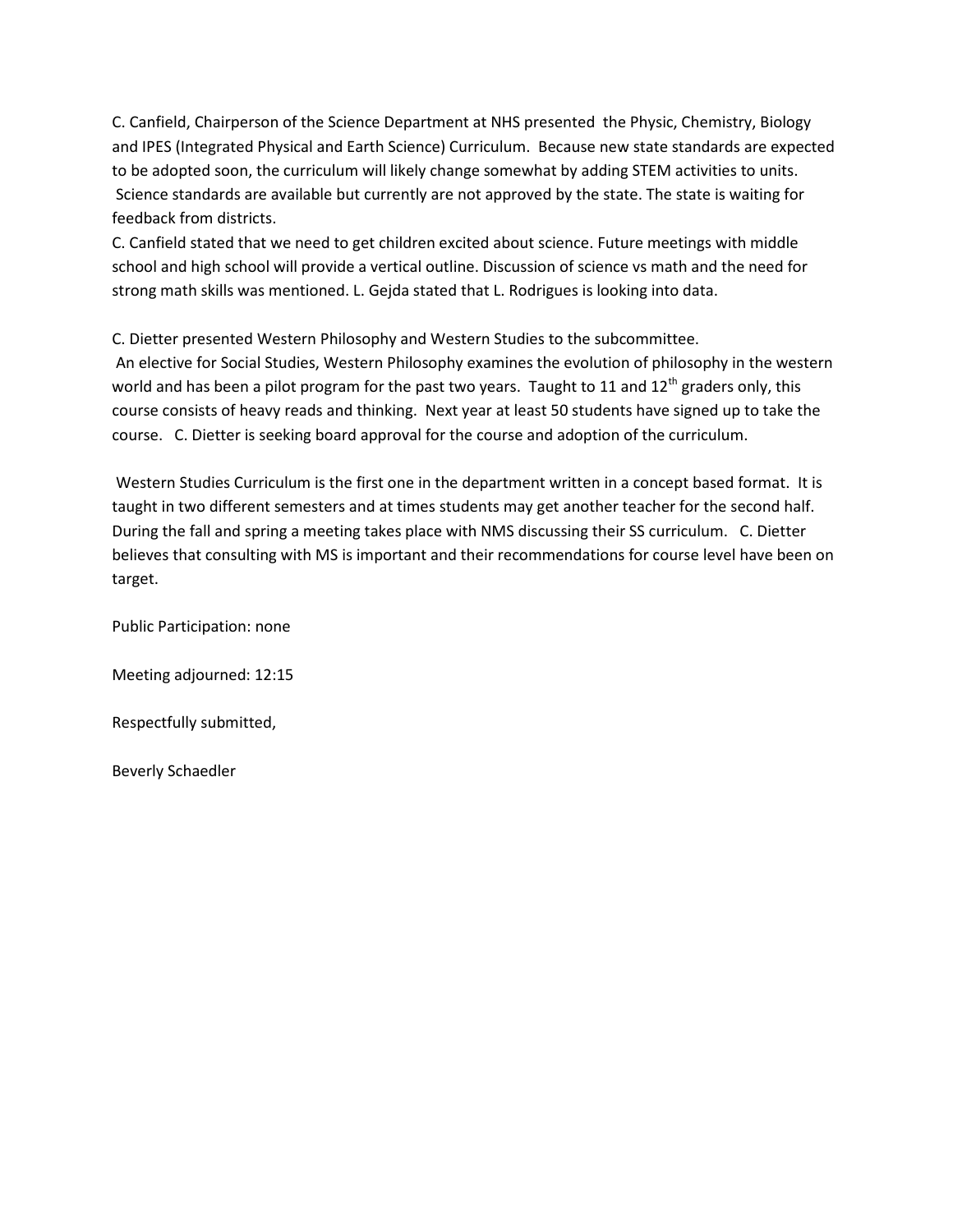C. Canfield, Chairperson of the Science Department at NHS presented the Physic, Chemistry, Biology and IPES (Integrated Physical and Earth Science) Curriculum. Because new state standards are expected to be adopted soon, the curriculum will likely change somewhat by adding STEM activities to units. Science standards are available but currently are not approved by the state. The state is waiting for feedback from districts.

C. Canfield stated that we need to get children excited about science. Future meetings with middle school and high school will provide a vertical outline. Discussion of science vs math and the need for strong math skills was mentioned. L. Gejda stated that L. Rodrigues is looking into data.

C. Dietter presented Western Philosophy and Western Studies to the subcommittee.

An elective for Social Studies, Western Philosophy examines the evolution of philosophy in the western world and has been a pilot program for the past two years. Taught to 11 and 12th graders only, this course consists of heavy reads and thinking. Next year at least 50 students have signed up to take the course. C. Dietter is seeking board approval for the course and adoption of the curriculum.

Western Studies Curriculum is the first one in the department written in a concept based format. It is taught in two different semesters and at times students may get another teacher for the second half. During the fall and spring a meeting takes place with NMS discussing their SS curriculum. C. Dietter believes that consulting with MS is important and their recommendations for course level have been on target.

Public Participation: none

Meeting adjourned: 12:15

Respectfully submitted,

Beverly Schaedler